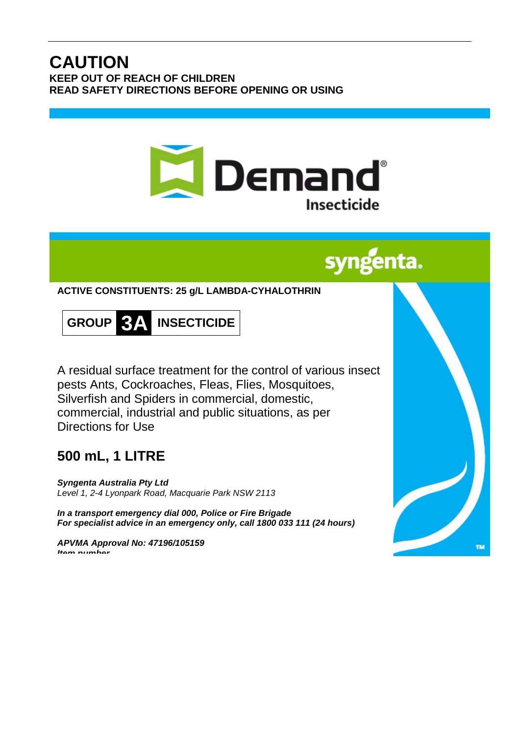# CAUTION

**KEEP OUT OF REACH OF CHILDREN**
**READ SAFETY DIRECTIONS BEFORE OPENING OR USING**

# Demand®

## Insecticide

syngenta.

**ACTIVE CONSTITUENTS: 25 g/L LAMBDA-CYHALOTHRIN**

**GROUP 3A INSECTICIDE**

A residual surface treatment for the control of various insect pests Ants, Cockroaches, Fleas, Flies, Mosquitoes, Silverfish and Spiders in commercial, domestic, commercial, industrial and public situations, as per Directions for Use

## 500 mL, 1 LITRE

***Syngenta Australia Pty Ltd***
*Level 1, 2-4 Lyonpark Road, Macquarie Park NSW 2113*

***In a transport emergency dial 000, Police or Fire Brigade***
***For specialist advice in an emergency only, call 1800 033 111 (24 hours)***

***APVMA Approval No: 47196/105159***
***Item number***

TM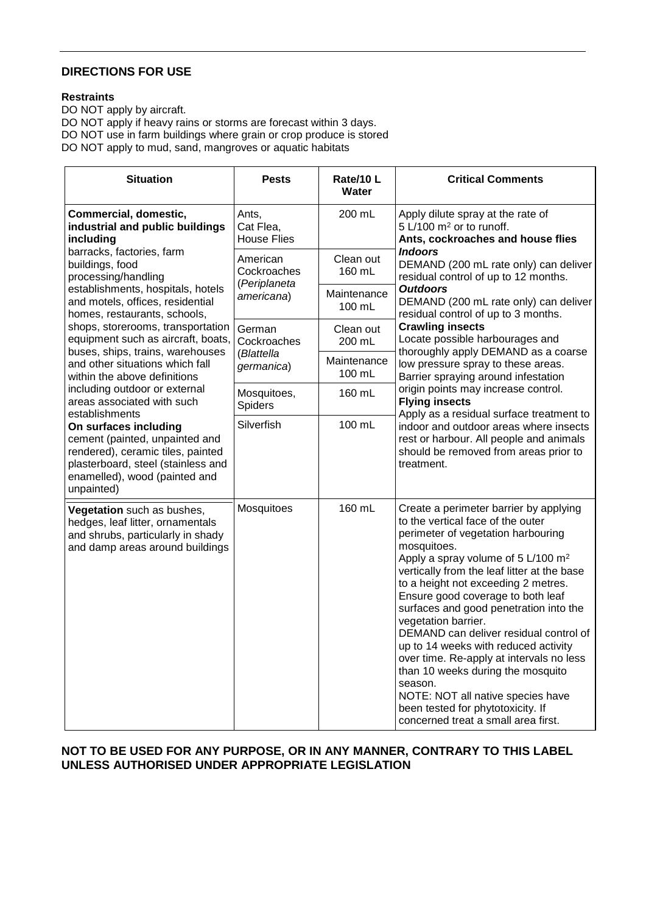## DIRECTIONS FOR USE

**Restraints**

DO NOT apply by aircraft.
DO NOT apply if heavy rains or storms are forecast within 3 days.
DO NOT use in farm buildings where grain or crop produce is stored
DO NOT apply to mud, sand, mangroves or aquatic habitats

| Situation | Pests | Rate/10 L Water | Critical Comments |
|---|---|---|---|
| **Commercial, domestic, industrial and public buildings including** barracks, factories, farm buildings, food processing/handling establishments, hospitals, hotels and motels, offices, residential homes, restaurants, schools, shops, storerooms, transportation equipment such as aircraft, boats, buses, ships, trains, warehouses and other situations which fall within the above definitions including outdoor or external areas associated with such establishments **On surfaces including** cement (painted, unpainted and rendered), ceramic tiles, painted plasterboard, steel (stainless and enamelled), wood (painted and unpainted) | Ants, Cat Flea, House Flies | 200 mL | Apply dilute spray at the rate of 5 L/100 m² or to runoff. **Ants, cockroaches and house flies** ***Indoors*** DEMAND (200 mL rate only) can deliver residual control of up to 12 months. ***Outdoors*** DEMAND (200 mL rate only) can deliver residual control of up to 3 months. **Crawling insects** Locate possible harbourages and thoroughly apply DEMAND as a coarse low pressure spray to these areas. Barrier spraying around infestation origin points may increase control. **Flying insects** Apply as a residual surface treatment to indoor and outdoor areas where insects rest or harbour. All people and animals should be removed from areas prior to treatment. |
| | American Cockroaches (*Periplaneta americana*) | Clean out 160 mL | |
| | | Maintenance 100 mL | |
| | German Cockroaches (*Blattella germanica*) | Clean out 200 mL | |
| | | Maintenance 100 mL | |
| | Mosquitoes, Spiders | 160 mL | |
| | Silverfish | 100 mL | |
| **Vegetation** such as bushes, hedges, leaf litter, ornamentals and shrubs, particularly in shady and damp areas around buildings | Mosquitoes | 160 mL | Create a perimeter barrier by applying to the vertical face of the outer perimeter of vegetation harbouring mosquitoes. Apply a spray volume of 5 L/100 m² vertically from the leaf litter at the base to a height not exceeding 2 metres. Ensure good coverage to both leaf surfaces and good penetration into the vegetation barrier. DEMAND can deliver residual control of up to 14 weeks with reduced activity over time. Re-apply at intervals no less than 10 weeks during the mosquito season. NOTE: NOT all native species have been tested for phytotoxicity. If concerned treat a small area first. |

**NOT TO BE USED FOR ANY PURPOSE, OR IN ANY MANNER, CONTRARY TO THIS LABEL UNLESS AUTHORISED UNDER APPROPRIATE LEGISLATION**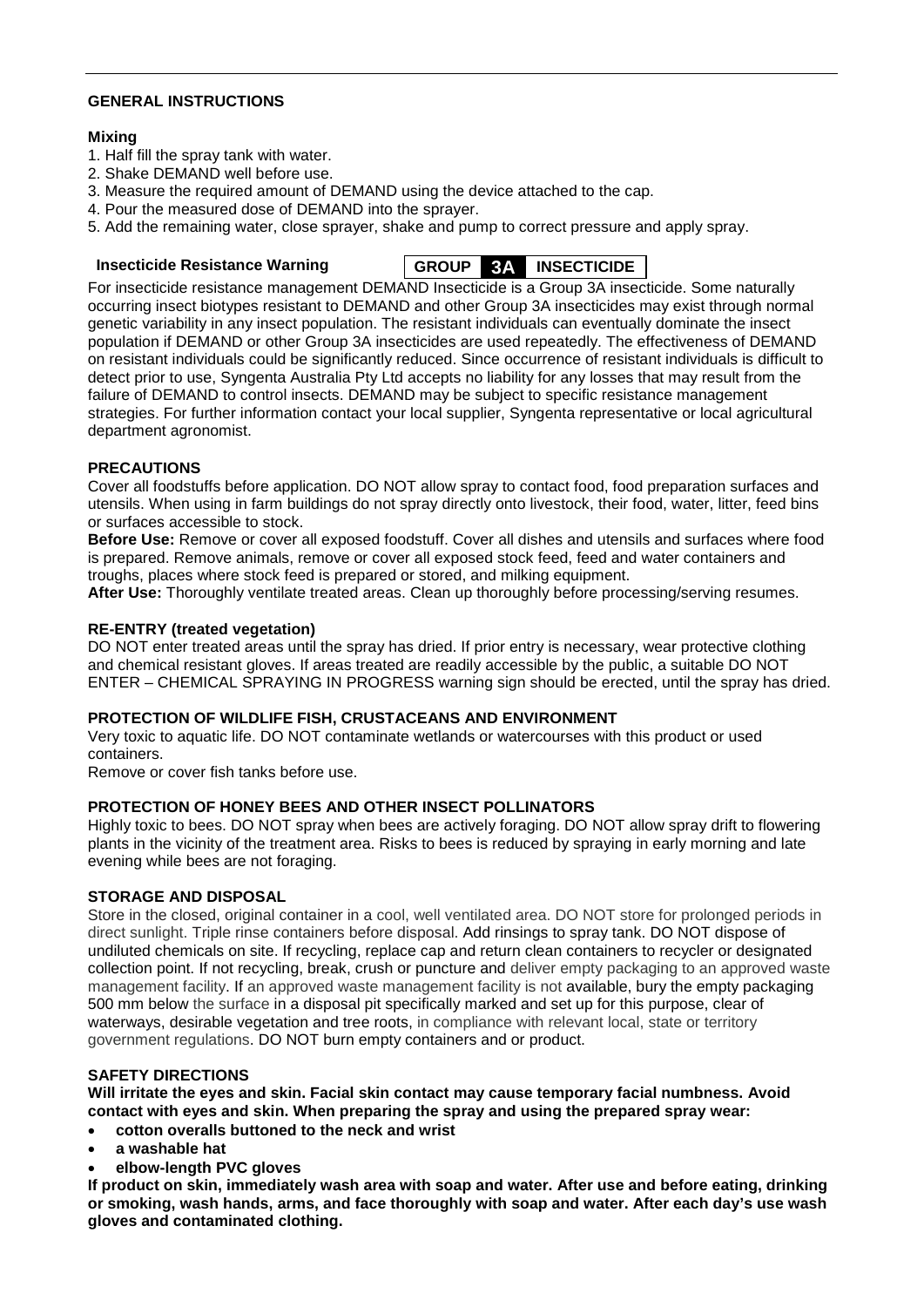## GENERAL INSTRUCTIONS

### Mixing

1. Half fill the spray tank with water.
2. Shake DEMAND well before use.
3. Measure the required amount of DEMAND using the device attached to the cap.
4. Pour the measured dose of DEMAND into the sprayer.
5. Add the remaining water, close sprayer, shake and pump to correct pressure and apply spray.

### Insecticide Resistance Warning

**GROUP 3A INSECTICIDE**

For insecticide resistance management DEMAND Insecticide is a Group 3A insecticide. Some naturally occurring insect biotypes resistant to DEMAND and other Group 3A insecticides may exist through normal genetic variability in any insect population. The resistant individuals can eventually dominate the insect population if DEMAND or other Group 3A insecticides are used repeatedly. The effectiveness of DEMAND on resistant individuals could be significantly reduced. Since occurrence of resistant individuals is difficult to detect prior to use, Syngenta Australia Pty Ltd accepts no liability for any losses that may result from the failure of DEMAND to control insects. DEMAND may be subject to specific resistance management strategies. For further information contact your local supplier, Syngenta representative or local agricultural department agronomist.

## PRECAUTIONS

Cover all foodstuffs before application. DO NOT allow spray to contact food, food preparation surfaces and utensils. When using in farm buildings do not spray directly onto livestock, their food, water, litter, feed bins or surfaces accessible to stock.

**Before Use:** Remove or cover all exposed foodstuff. Cover all dishes and utensils and surfaces where food is prepared. Remove animals, remove or cover all exposed stock feed, feed and water containers and troughs, places where stock feed is prepared or stored, and milking equipment.

**After Use:** Thoroughly ventilate treated areas. Clean up thoroughly before processing/serving resumes.

## RE-ENTRY (treated vegetation)

DO NOT enter treated areas until the spray has dried. If prior entry is necessary, wear protective clothing and chemical resistant gloves. If areas treated are readily accessible by the public, a suitable DO NOT ENTER – CHEMICAL SPRAYING IN PROGRESS warning sign should be erected, until the spray has dried.

## PROTECTION OF WILDLIFE FISH, CRUSTACEANS AND ENVIRONMENT

Very toxic to aquatic life. DO NOT contaminate wetlands or watercourses with this product or used containers.

Remove or cover fish tanks before use.

## PROTECTION OF HONEY BEES AND OTHER INSECT POLLINATORS

Highly toxic to bees. DO NOT spray when bees are actively foraging. DO NOT allow spray drift to flowering plants in the vicinity of the treatment area. Risks to bees is reduced by spraying in early morning and late evening while bees are not foraging.

## STORAGE AND DISPOSAL

Store in the closed, original container in a cool, well ventilated area. DO NOT store for prolonged periods in direct sunlight. Triple rinse containers before disposal. Add rinsings to spray tank. DO NOT dispose of undiluted chemicals on site. If recycling, replace cap and return clean containers to recycler or designated collection point. If not recycling, break, crush or puncture and deliver empty packaging to an approved waste management facility. If an approved waste management facility is not available, bury the empty packaging 500 mm below the surface in a disposal pit specifically marked and set up for this purpose, clear of waterways, desirable vegetation and tree roots, in compliance with relevant local, state or territory government regulations. DO NOT burn empty containers and or product.

## SAFETY DIRECTIONS

**Will irritate the eyes and skin. Facial skin contact may cause temporary facial numbness. Avoid contact with eyes and skin. When preparing the spray and using the prepared spray wear:**

- **cotton overalls buttoned to the neck and wrist**
- **a washable hat**
- **elbow-length PVC gloves**

**If product on skin, immediately wash area with soap and water. After use and before eating, drinking or smoking, wash hands, arms, and face thoroughly with soap and water. After each day's use wash gloves and contaminated clothing.**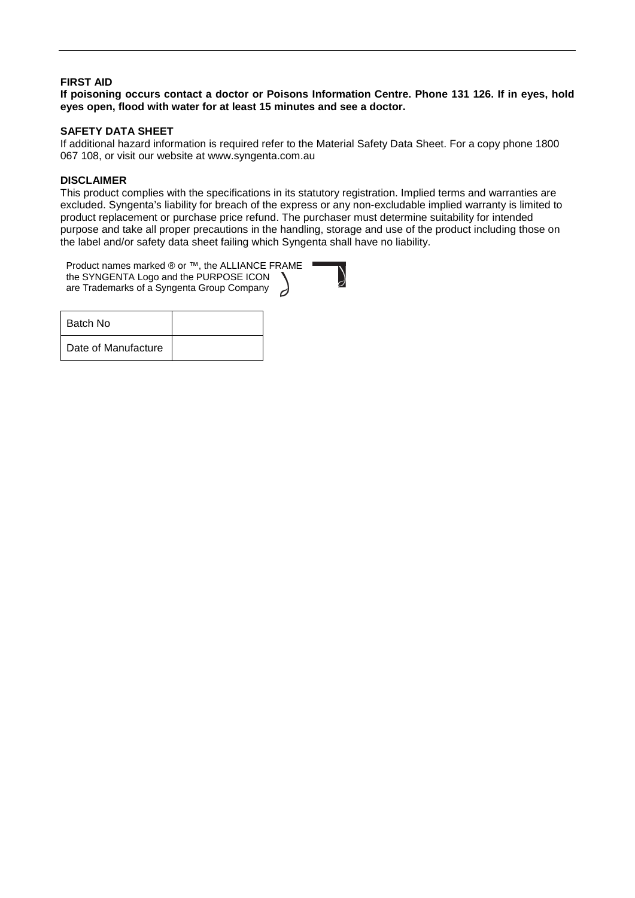**FIRST AID**

**If poisoning occurs contact a doctor or Poisons Information Centre. Phone 131 126. If in eyes, hold eyes open, flood with water for at least 15 minutes and see a doctor.**

**SAFETY DATA SHEET**

If additional hazard information is required refer to the Material Safety Data Sheet. For a copy phone 1800 067 108, or visit our website at www.syngenta.com.au

**DISCLAIMER**

This product complies with the specifications in its statutory registration. Implied terms and warranties are excluded. Syngenta's liability for breach of the express or any non-excludable implied warranty is limited to product replacement or purchase price refund. The purchaser must determine suitability for intended purpose and take all proper precautions in the handling, storage and use of the product including those on the label and/or safety data sheet failing which Syngenta shall have no liability.

Product names marked ® or ™, the ALLIANCE FRAME the SYNGENTA Logo and the PURPOSE ICON are Trademarks of a Syngenta Group Company

| | |
|---|---|
| Batch No | |
| Date of Manufacture | |